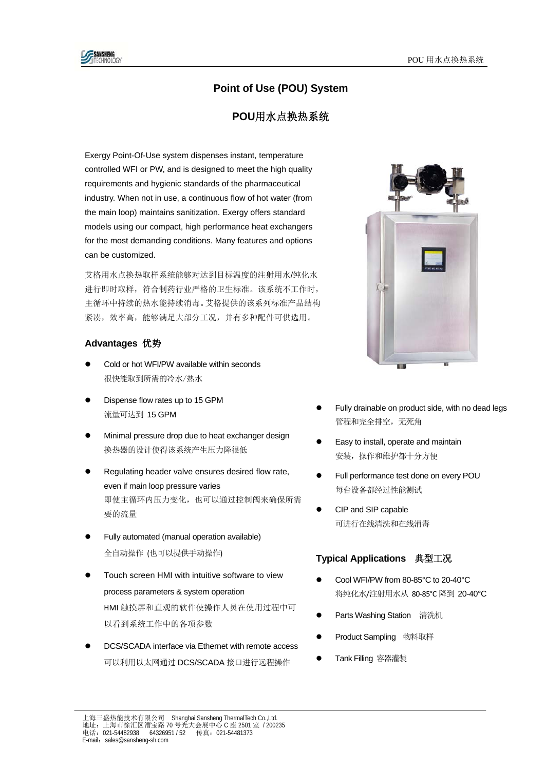# Point of Use (POU) System

# POU用水点换热系统

Exergy Point-Of-Use system dispenses instant, temperature controlled WFI or PW, and is designed to meet the high quality requirements and hygienic standards of the pharmaceutical industry. When not in use, a continuous flow of hot water (from the main loop) maintains sanitization. Exergy offers standard models using our compact, high performance heat exchangers for the most demanding conditions. Many features and options can be customized.

艾格用水点换热取样系统能够对达到目标温度的注射用水/纯化水进行即时取样，符合制药行业严格的卫生标准。该系统不工作时，主循环中持续的热水能持续消毒。艾格提供的该系列标准产品结构紧凑，效率高，能够满足大部分工况，并有多种配件可供选用。

### Advantages 优势

- Cold or hot WFI/PW available within seconds
  很快能取到所需的冷水/热水
- Dispense flow rates up to 15 GPM
  流量可达到 15 GPM
- Minimal pressure drop due to heat exchanger design
  换热器的设计使得该系统产生压力降很低
- Regulating header valve ensures desired flow rate, even if main loop pressure varies
  即使主循环内压力变化，也可以通过控制阀来确保所需要的流量
- Fully automated (manual operation available)
  全自动操作 (也可以提供手动操作)
- Touch screen HMI with intuitive software to view process parameters & system operation
  HMI 触摸屏和直观的软件使操作人员在使用过程中可以看到系统工作中的各项参数
- DCS/SCADA interface via Ethernet with remote access
  可以利用以太网通过 DCS/SCADA 接口进行远程操作
- Fully drainable on product side, with no dead legs
  管程和完全排空，无死角
- Easy to install, operate and maintain
  安装，操作和维护都十分方便
- Full performance test done on every POU
  每台设备都经过性能测试
- CIP and SIP capable
  可进行在线清洗和在线消毒

### Typical Applications 典型工况

- Cool WFI/PW from 80-85°C to 20-40°C
  将纯化水/注射用水从 80-85°C 降到 20-40°C
- Parts Washing Station 清洗机
- Product Sampling 物料取样
- Tank Filling 容器灌装

上海三盛热能技术有限公司 Shanghai Sansheng ThermalTech Co.,Ltd.
地址：上海市徐汇区漕宝路 70 号光大会展中心 C 座 2501 室 / 200235
电话：021-54482938 64326951 / 52 传真：021-54481373
E-mail：sales@sansheng-sh.com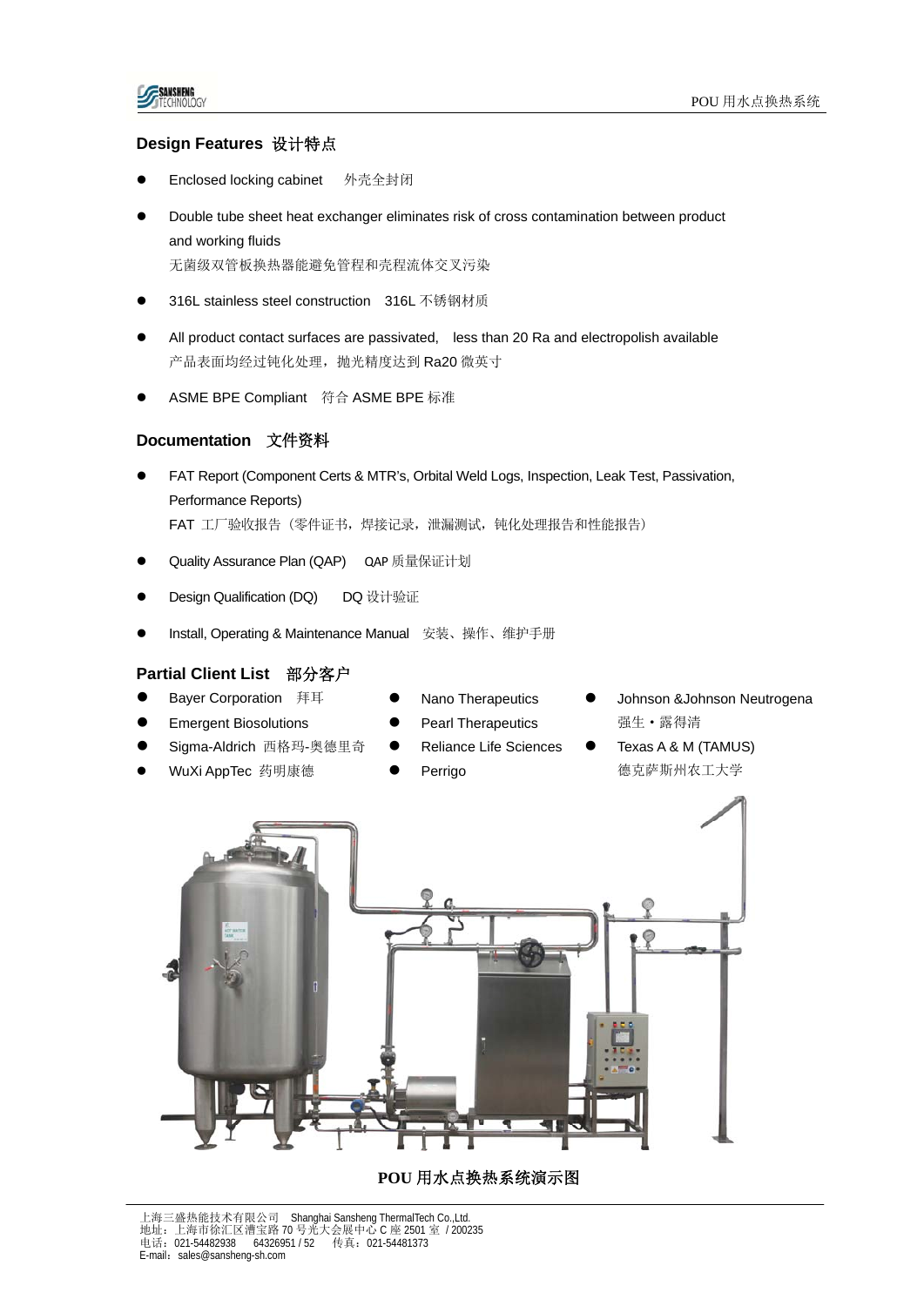## Design Features 设计特点

- Enclosed locking cabinet 外壳全封闭
- Double tube sheet heat exchanger eliminates risk of cross contamination between product and working fluids
  无菌级双管板换热器能避免管程和壳程流体交叉污染
- 316L stainless steel construction 316L 不锈钢材质
- All product contact surfaces are passivated, less than 20 Ra and electropolish available
  产品表面均经过钝化处理，抛光精度达到 Ra20 微英寸
- ASME BPE Compliant 符合 ASME BPE 标准

## Documentation 文件资料

- FAT Report (Component Certs & MTR's, Orbital Weld Logs, Inspection, Leak Test, Passivation, Performance Reports)
  FAT 工厂验收报告（零件证书，焊接记录，泄漏测试，钝化处理报告和性能报告）
- Quality Assurance Plan (QAP) QAP 质量保证计划
- Design Qualification (DQ) DQ 设计验证
- Install, Operating & Maintenance Manual 安装、操作、维护手册

## Partial Client List 部分客户

- Bayer Corporation 拜耳
- Emergent Biosolutions
- Sigma-Aldrich 西格玛-奥德里奇
- WuXi AppTec 药明康德
- Nano Therapeutics
- Pearl Therapeutics
- Reliance Life Sciences
- Perrigo
- Johnson &Johnson Neutrogena 强生・露得清
- Texas A & M (TAMUS) 德克萨斯州农工大学

**POU 用水点换热系统演示图**

上海三盛热能技术有限公司 Shanghai Sansheng ThermalTech Co.,Ltd.
地址：上海市徐汇区漕宝路 70 号光大会展中心 C 座 2501 室 / 200235
电话：021-54482938 64326951 / 52 传真：021-54481373
E-mail：sales@sansheng-sh.com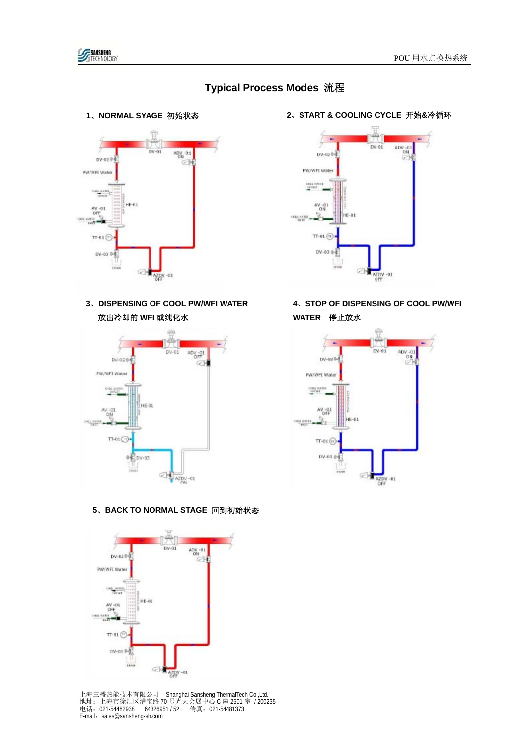# Typical Process Modes 流程

## 1、NORMAL SYAGE 初始状态

DV-01
ADV -01 ON
DV-02
PW/WFI Water
HE-01
AV -01 OFF
TT-01
DV-03
AZDV -01 OFF

## 2、START & COOLING CYCLE 开始&冷循环

DV-01
ADV -01 ON
DV-02
PW/WFI Water
AV -01 ON
HE-01
TT-01
DV-03
AZDV -01 OFF

## 3、DISPENSING OF COOL PW/WFI WATER 放出冷却的 WFI 或纯化水

DV-01
ADV -01 OFF
DV-02
PW/WFI Water
HE-01
AV -01 ON
TT-01
DV-03
AZDV -01 ON

## 4、STOP OF DISPENSING OF COOL PW/WFI WATER 停止放水

DV-01
ADV -01 ON
DV-02
PW/WFI Water
AV -01 OFF
HE-01
TT-01
DV-03
AZDV -01 OFF

## 5、BACK TO NORMAL STAGE 回到初始状态

DV-01
ADV -01 ON
DV-02
PW/WFI Water
HE-01
AV -01 OFF
TT-01
DV-03
AZDV -01 OFF

上海三盛热能技术有限公司 Shanghai Sansheng ThermalTech Co.,Ltd.
地址：上海市徐汇区漕宝路 70 号光大会展中心 C 座 2501 室 / 200235
电话：021-54482938 64326951 / 52 传真：021-54481373
E-mail：sales@sansheng-sh.com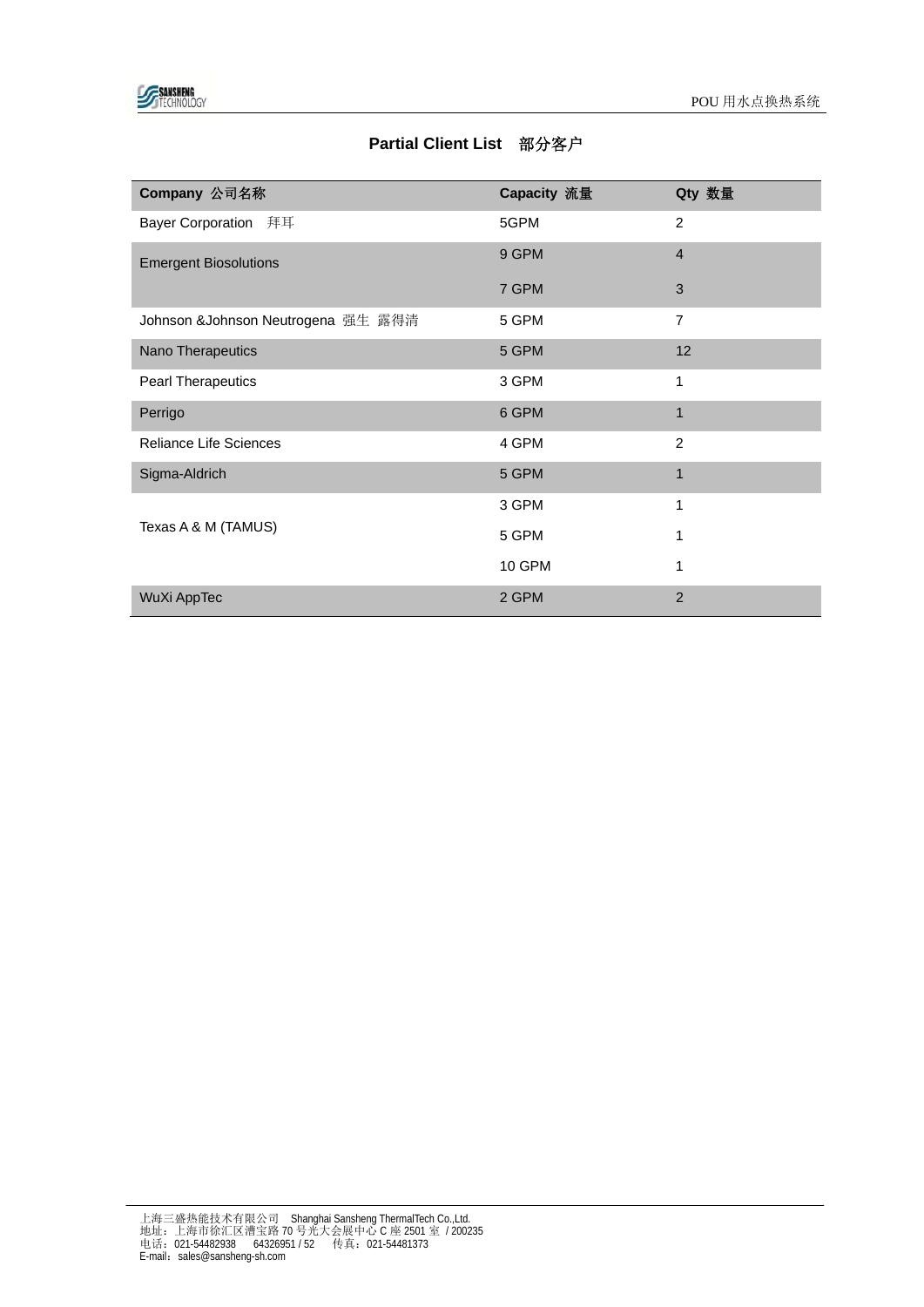## Partial Client List　部分客户

| Company 公司名称 | Capacity 流量 | Qty 数量 |
| --- | --- | --- |
| Bayer Corporation　拜耳 | 5GPM | 2 |
| Emergent Biosolutions | 9 GPM | 4 |
| | 7 GPM | 3 |
| Johnson &Johnson Neutrogena 强生 露得清 | 5 GPM | 7 |
| Nano Therapeutics | 5 GPM | 12 |
| Pearl Therapeutics | 3 GPM | 1 |
| Perrigo | 6 GPM | 1 |
| Reliance Life Sciences | 4 GPM | 2 |
| Sigma-Aldrich | 5 GPM | 1 |
| Texas A & M (TAMUS) | 3 GPM | 1 |
| | 5 GPM | 1 |
| | 10 GPM | 1 |
| WuXi AppTec | 2 GPM | 2 |